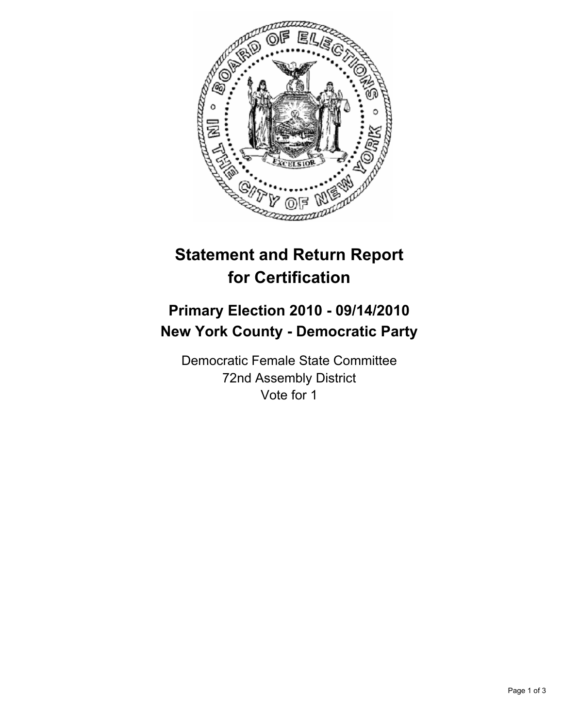# Statement and Return Report for Certification

## Primary Election 2010 - 09/14/2010
## New York County - Democratic Party

Democratic Female State Committee
72nd Assembly District
Vote for 1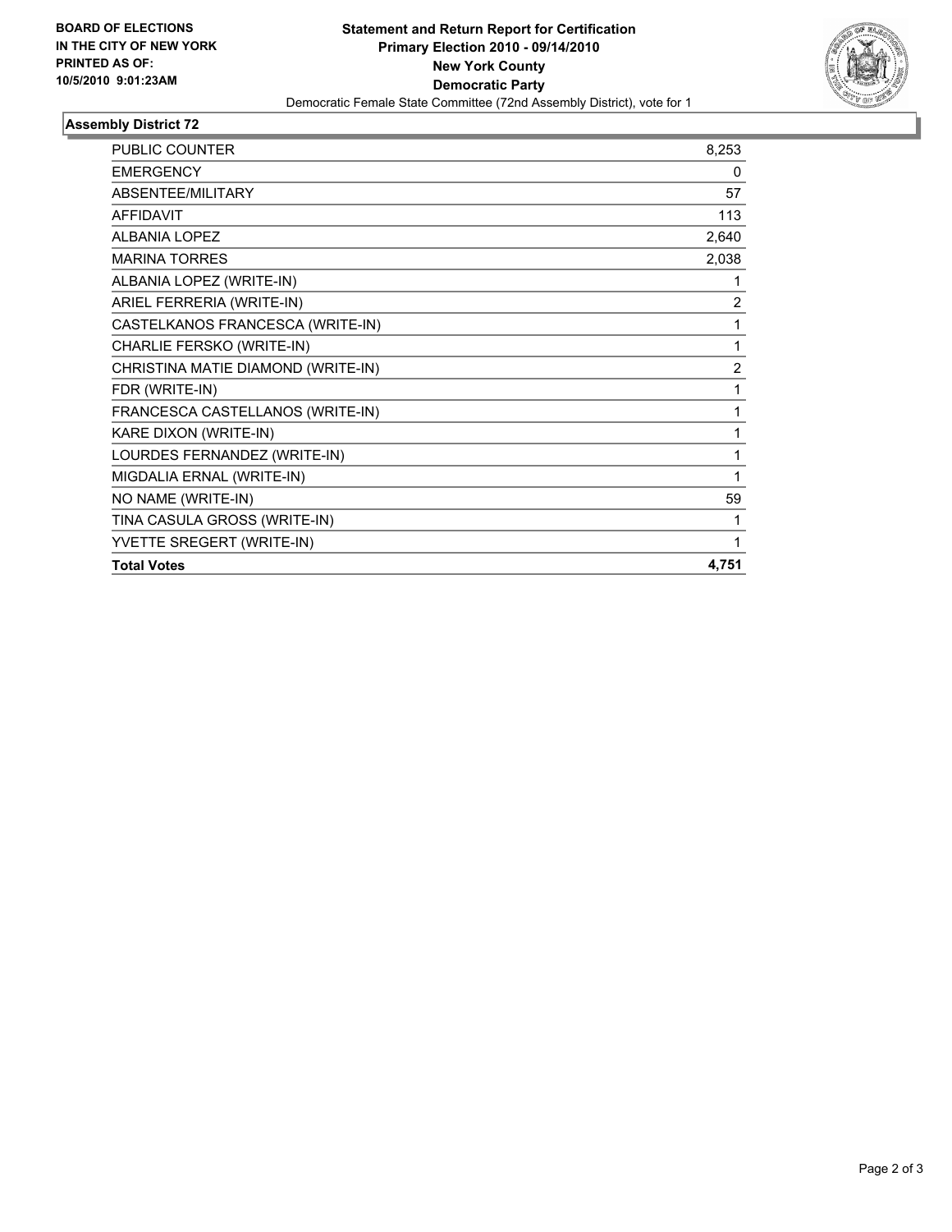**BOARD OF ELECTIONS IN THE CITY OF NEW YORK PRINTED AS OF: 10/5/2010 9:01:23AM**

# Statement and Return Report for Certification
## Primary Election 2010 - 09/14/2010
## New York County
## Democratic Party

Democratic Female State Committee (72nd Assembly District), vote for 1

### Assembly District 72

| | |
|---|---|
| PUBLIC COUNTER | 8,253 |
| EMERGENCY | 0 |
| ABSENTEE/MILITARY | 57 |
| AFFIDAVIT | 113 |
| ALBANIA LOPEZ | 2,640 |
| MARINA TORRES | 2,038 |
| ALBANIA LOPEZ (WRITE-IN) | 1 |
| ARIEL FERRERIA (WRITE-IN) | 2 |
| CASTELKANOS FRANCESCA (WRITE-IN) | 1 |
| CHARLIE FERSKO (WRITE-IN) | 1 |
| CHRISTINA MATIE DIAMOND (WRITE-IN) | 2 |
| FDR (WRITE-IN) | 1 |
| FRANCESCA CASTELLANOS (WRITE-IN) | 1 |
| KARE DIXON (WRITE-IN) | 1 |
| LOURDES FERNANDEZ (WRITE-IN) | 1 |
| MIGDALIA ERNAL (WRITE-IN) | 1 |
| NO NAME (WRITE-IN) | 59 |
| TINA CASULA GROSS (WRITE-IN) | 1 |
| YVETTE SREGERT (WRITE-IN) | 1 |
| **Total Votes** | **4,751** |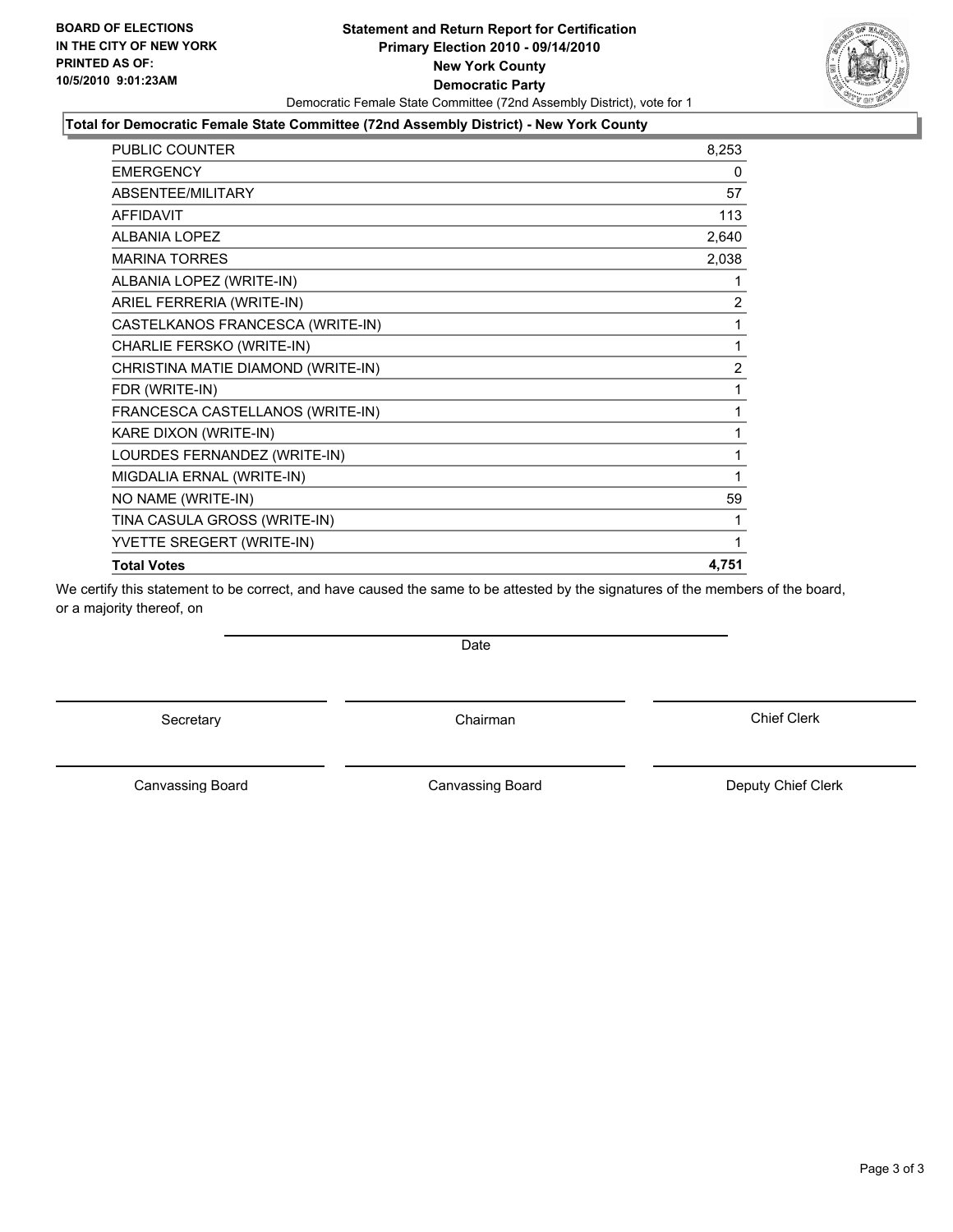**BOARD OF ELECTIONS IN THE CITY OF NEW YORK PRINTED AS OF: 10/5/2010 9:01:23AM**

**Statement and Return Report for Certification Primary Election 2010 - 09/14/2010 New York County Democratic Party**

Democratic Female State Committee (72nd Assembly District), vote for 1

**Total for Democratic Female State Committee (72nd Assembly District) - New York County**

| | |
|---|---|
| PUBLIC COUNTER | 8,253 |
| EMERGENCY | 0 |
| ABSENTEE/MILITARY | 57 |
| AFFIDAVIT | 113 |
| ALBANIA LOPEZ | 2,640 |
| MARINA TORRES | 2,038 |
| ALBANIA LOPEZ (WRITE-IN) | 1 |
| ARIEL FERRERIA (WRITE-IN) | 2 |
| CASTELKANOS FRANCESCA (WRITE-IN) | 1 |
| CHARLIE FERSKO (WRITE-IN) | 1 |
| CHRISTINA MATIE DIAMOND (WRITE-IN) | 2 |
| FDR (WRITE-IN) | 1 |
| FRANCESCA CASTELLANOS (WRITE-IN) | 1 |
| KARE DIXON (WRITE-IN) | 1 |
| LOURDES FERNANDEZ (WRITE-IN) | 1 |
| MIGDALIA ERNAL (WRITE-IN) | 1 |
| NO NAME (WRITE-IN) | 59 |
| TINA CASULA GROSS (WRITE-IN) | 1 |
| YVETTE SREGERT (WRITE-IN) | 1 |
| **Total Votes** | **4,751** |

We certify this statement to be correct, and have caused the same to be attested by the signatures of the members of the board, or a majority thereof, on

Date

Secretary

Chairman

Chief Clerk

Canvassing Board

Canvassing Board

Deputy Chief Clerk